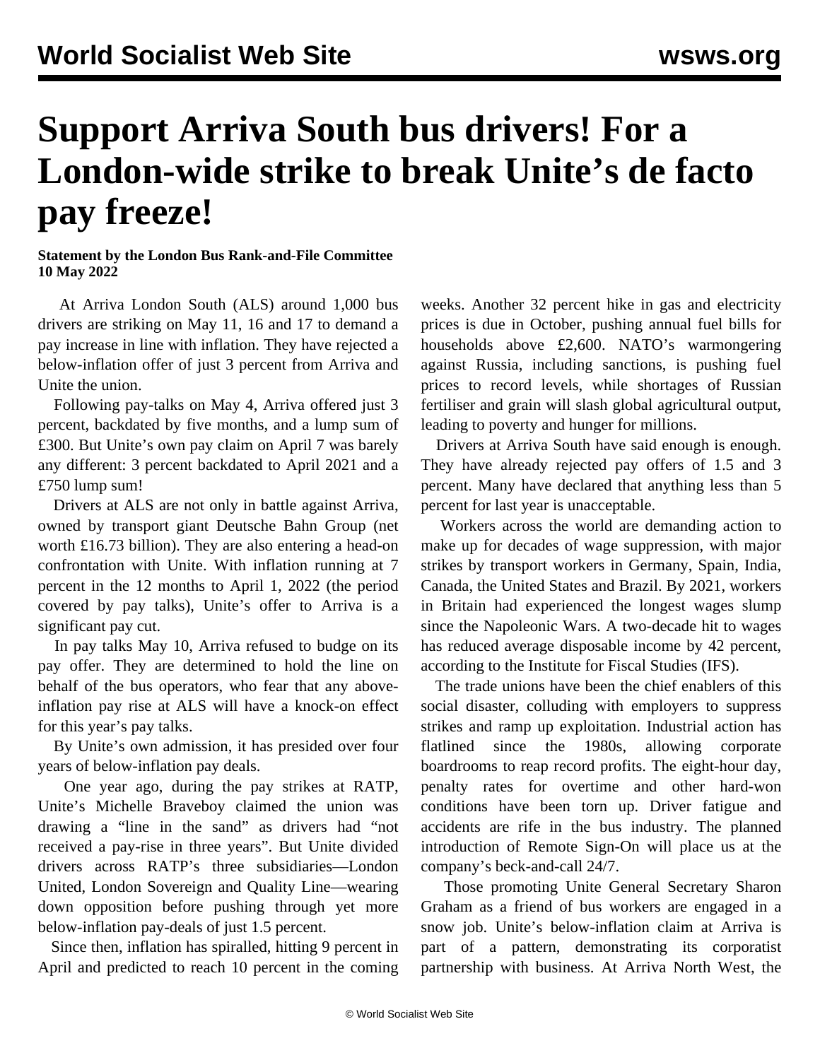# Support Arriva South bus drivers! For a London-wide strike to break Unite's de facto pay freeze!

**Statement by the London Bus Rank-and-File Committee**
**10 May 2022**

At Arriva London South (ALS) around 1,000 bus drivers are striking on May 11, 16 and 17 to demand a pay increase in line with inflation. They have rejected a below-inflation offer of just 3 percent from Arriva and Unite the union.

Following pay-talks on May 4, Arriva offered just 3 percent, backdated by five months, and a lump sum of £300. But Unite's own pay claim on April 7 was barely any different: 3 percent backdated to April 2021 and a £750 lump sum!

Drivers at ALS are not only in battle against Arriva, owned by transport giant Deutsche Bahn Group (net worth £16.73 billion). They are also entering a head-on confrontation with Unite. With inflation running at 7 percent in the 12 months to April 1, 2022 (the period covered by pay talks), Unite's offer to Arriva is a significant pay cut.

In pay talks May 10, Arriva refused to budge on its pay offer. They are determined to hold the line on behalf of the bus operators, who fear that any above-inflation pay rise at ALS will have a knock-on effect for this year's pay talks.

By Unite's own admission, it has presided over four years of below-inflation pay deals.

One year ago, during the pay strikes at RATP, Unite's Michelle Braveboy claimed the union was drawing a "line in the sand" as drivers had "not received a pay-rise in three years". But Unite divided drivers across RATP's three subsidiaries—London United, London Sovereign and Quality Line—wearing down opposition before pushing through yet more below-inflation pay-deals of just 1.5 percent.

Since then, inflation has spiralled, hitting 9 percent in April and predicted to reach 10 percent in the coming weeks. Another 32 percent hike in gas and electricity prices is due in October, pushing annual fuel bills for households above £2,600. NATO's warmongering against Russia, including sanctions, is pushing fuel prices to record levels, while shortages of Russian fertiliser and grain will slash global agricultural output, leading to poverty and hunger for millions.

Drivers at Arriva South have said enough is enough. They have already rejected pay offers of 1.5 and 3 percent. Many have declared that anything less than 5 percent for last year is unacceptable.

Workers across the world are demanding action to make up for decades of wage suppression, with major strikes by transport workers in Germany, Spain, India, Canada, the United States and Brazil. By 2021, workers in Britain had experienced the longest wages slump since the Napoleonic Wars. A two-decade hit to wages has reduced average disposable income by 42 percent, according to the Institute for Fiscal Studies (IFS).

The trade unions have been the chief enablers of this social disaster, colluding with employers to suppress strikes and ramp up exploitation. Industrial action has flatlined since the 1980s, allowing corporate boardrooms to reap record profits. The eight-hour day, penalty rates for overtime and other hard-won conditions have been torn up. Driver fatigue and accidents are rife in the bus industry. The planned introduction of Remote Sign-On will place us at the company's beck-and-call 24/7.

Those promoting Unite General Secretary Sharon Graham as a friend of bus workers are engaged in a snow job. Unite's below-inflation claim at Arriva is part of a pattern, demonstrating its corporatist partnership with business. At Arriva North West, the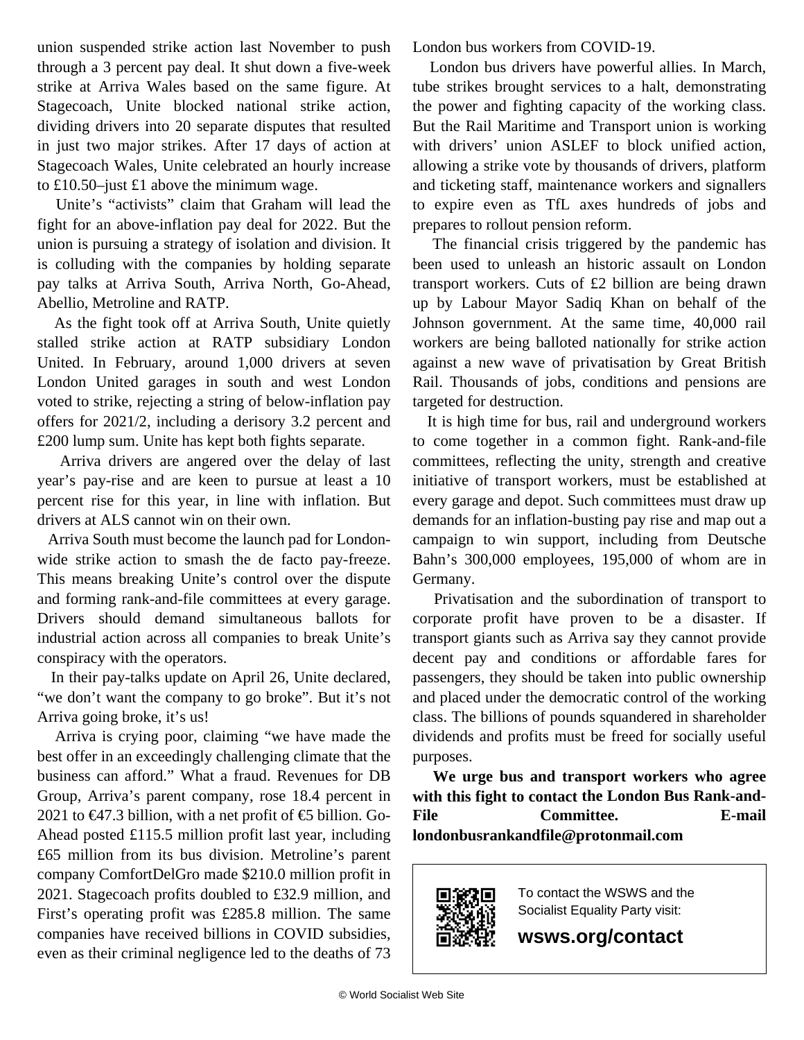union suspended strike action last November to push through a 3 percent pay deal. It shut down a five-week strike at Arriva Wales based on the same figure. At Stagecoach, Unite blocked national strike action, dividing drivers into 20 separate disputes that resulted in just two major strikes. After 17 days of action at Stagecoach Wales, Unite celebrated an hourly increase to £10.50–just £1 above the minimum wage.

Unite's "activists" claim that Graham will lead the fight for an above-inflation pay deal for 2022. But the union is pursuing a strategy of isolation and division. It is colluding with the companies by holding separate pay talks at Arriva South, Arriva North, Go-Ahead, Abellio, Metroline and RATP.

As the fight took off at Arriva South, Unite quietly stalled strike action at RATP subsidiary London United. In February, around 1,000 drivers at seven London United garages in south and west London voted to strike, rejecting a string of below-inflation pay offers for 2021/2, including a derisory 3.2 percent and £200 lump sum. Unite has kept both fights separate.

Arriva drivers are angered over the delay of last year's pay-rise and are keen to pursue at least a 10 percent rise for this year, in line with inflation. But drivers at ALS cannot win on their own.

Arriva South must become the launch pad for London-wide strike action to smash the de facto pay-freeze. This means breaking Unite's control over the dispute and forming rank-and-file committees at every garage. Drivers should demand simultaneous ballots for industrial action across all companies to break Unite's conspiracy with the operators.

In their pay-talks update on April 26, Unite declared, "we don't want the company to go broke". But it's not Arriva going broke, it's us!

Arriva is crying poor, claiming "we have made the best offer in an exceedingly challenging climate that the business can afford." What a fraud. Revenues for DB Group, Arriva's parent company, rose 18.4 percent in 2021 to €47.3 billion, with a net profit of €5 billion. Go-Ahead posted £115.5 million profit last year, including £65 million from its bus division. Metroline's parent company ComfortDelGro made $210.0 million profit in 2021. Stagecoach profits doubled to £32.9 million, and First's operating profit was £285.8 million. The same companies have received billions in COVID subsidies, even as their criminal negligence led to the deaths of 73 London bus workers from COVID-19.

London bus drivers have powerful allies. In March, tube strikes brought services to a halt, demonstrating the power and fighting capacity of the working class. But the Rail Maritime and Transport union is working with drivers' union ASLEF to block unified action, allowing a strike vote by thousands of drivers, platform and ticketing staff, maintenance workers and signallers to expire even as TfL axes hundreds of jobs and prepares to rollout pension reform.

The financial crisis triggered by the pandemic has been used to unleash an historic assault on London transport workers. Cuts of £2 billion are being drawn up by Labour Mayor Sadiq Khan on behalf of the Johnson government. At the same time, 40,000 rail workers are being balloted nationally for strike action against a new wave of privatisation by Great British Rail. Thousands of jobs, conditions and pensions are targeted for destruction.

It is high time for bus, rail and underground workers to come together in a common fight. Rank-and-file committees, reflecting the unity, strength and creative initiative of transport workers, must be established at every garage and depot. Such committees must draw up demands for an inflation-busting pay rise and map out a campaign to win support, including from Deutsche Bahn's 300,000 employees, 195,000 of whom are in Germany.

Privatisation and the subordination of transport to corporate profit have proven to be a disaster. If transport giants such as Arriva say they cannot provide decent pay and conditions or affordable fares for passengers, they should be taken into public ownership and placed under the democratic control of the working class. The billions of pounds squandered in shareholder dividends and profits must be freed for socially useful purposes.

**We urge bus and transport workers who agree with this fight to contact the London Bus Rank-and-File Committee. E-mail londonbusrankandfile@protonmail.com**

To contact the WSWS and the Socialist Equality Party visit:

**wsws.org/contact**